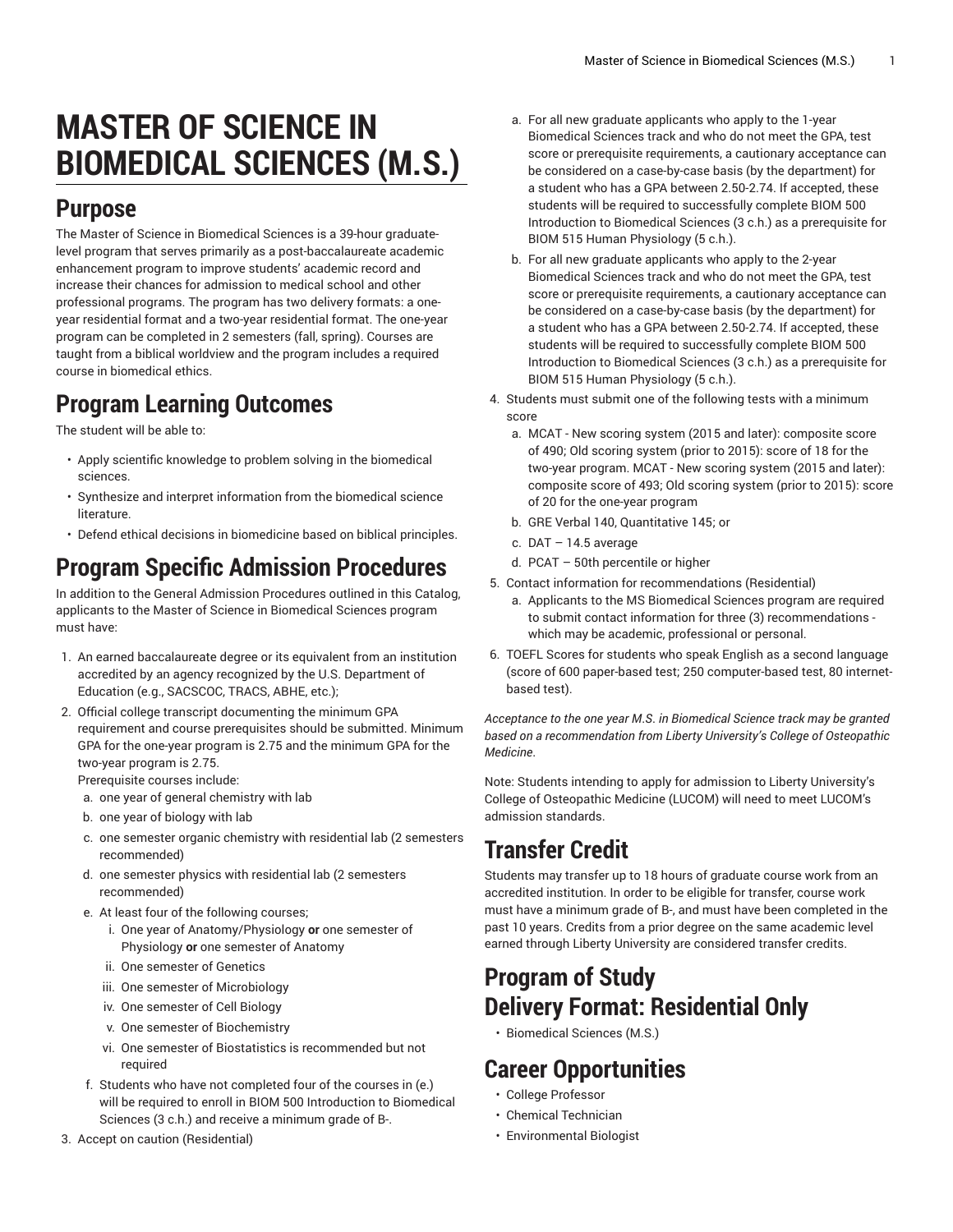# MASTER OF SCIENCE IN BIOMEDICAL SCIENCES (M.S.)

## Purpose

The Master of Science in Biomedical Sciences is a 39-hour graduate-level program that serves primarily as a post-baccalaureate academic enhancement program to improve students' academic record and increase their chances for admission to medical school and other professional programs. The program has two delivery formats: a one-year residential format and a two-year residential format. The one-year program can be completed in 2 semesters (fall, spring). Courses are taught from a biblical worldview and the program includes a required course in biomedical ethics.

## Program Learning Outcomes

The student will be able to:

- Apply scientific knowledge to problem solving in the biomedical sciences.
- Synthesize and interpret information from the biomedical science literature.
- Defend ethical decisions in biomedicine based on biblical principles.

## Program Specific Admission Procedures

In addition to the General Admission Procedures outlined in this Catalog, applicants to the Master of Science in Biomedical Sciences program must have:

1. An earned baccalaureate degree or its equivalent from an institution accredited by an agency recognized by the U.S. Department of Education (e.g., SACSCOC, TRACS, ABHE, etc.);
2. Official college transcript documenting the minimum GPA requirement and course prerequisites should be submitted. Minimum GPA for the one-year program is 2.75 and the minimum GPA for the two-year program is 2.75.
   Prerequisite courses include:
   a. one year of general chemistry with lab
   b. one year of biology with lab
   c. one semester organic chemistry with residential lab (2 semesters recommended)
   d. one semester physics with residential lab (2 semesters recommended)
   e. At least four of the following courses;
      i. One year of Anatomy/Physiology **or** one semester of Physiology **or** one semester of Anatomy
      ii. One semester of Genetics
      iii. One semester of Microbiology
      iv. One semester of Cell Biology
      v. One semester of Biochemistry
      vi. One semester of Biostatistics is recommended but not required
   f. Students who have not completed four of the courses in (e.) will be required to enroll in BIOM 500 Introduction to Biomedical Sciences (3 c.h.) and receive a minimum grade of B-.
3. Accept on caution (Residential)
   a. For all new graduate applicants who apply to the 1-year Biomedical Sciences track and who do not meet the GPA, test score or prerequisite requirements, a cautionary acceptance can be considered on a case-by-case basis (by the department) for a student who has a GPA between 2.50-2.74. If accepted, these students will be required to successfully complete BIOM 500 Introduction to Biomedical Sciences (3 c.h.) as a prerequisite for BIOM 515 Human Physiology (5 c.h.).
   b. For all new graduate applicants who apply to the 2-year Biomedical Sciences track and who do not meet the GPA, test score or prerequisite requirements, a cautionary acceptance can be considered on a case-by-case basis (by the department) for a student who has a GPA between 2.50-2.74. If accepted, these students will be required to successfully complete BIOM 500 Introduction to Biomedical Sciences (3 c.h.) as a prerequisite for BIOM 515 Human Physiology (5 c.h.).
4. Students must submit one of the following tests with a minimum score
   a. MCAT - New scoring system (2015 and later): composite score of 490; Old scoring system (prior to 2015): score of 18 for the two-year program. MCAT - New scoring system (2015 and later): composite score of 493; Old scoring system (prior to 2015): score of 20 for the one-year program
   b. GRE Verbal 140, Quantitative 145; or
   c. DAT – 14.5 average
   d. PCAT – 50th percentile or higher
5. Contact information for recommendations (Residential)
   a. Applicants to the MS Biomedical Sciences program are required to submit contact information for three (3) recommendations - which may be academic, professional or personal.
6. TOEFL Scores for students who speak English as a second language (score of 600 paper-based test; 250 computer-based test, 80 internet-based test).

*Acceptance to the one year M.S. in Biomedical Science track may be granted based on a recommendation from Liberty University's College of Osteopathic Medicine.*

Note: Students intending to apply for admission to Liberty University's College of Osteopathic Medicine (LUCOM) will need to meet LUCOM's admission standards.

## Transfer Credit

Students may transfer up to 18 hours of graduate course work from an accredited institution. In order to be eligible for transfer, course work must have a minimum grade of B-, and must have been completed in the past 10 years. Credits from a prior degree on the same academic level earned through Liberty University are considered transfer credits.

## Program of Study
## Delivery Format: Residential Only

- Biomedical Sciences (M.S.)

## Career Opportunities

- College Professor
- Chemical Technician
- Environmental Biologist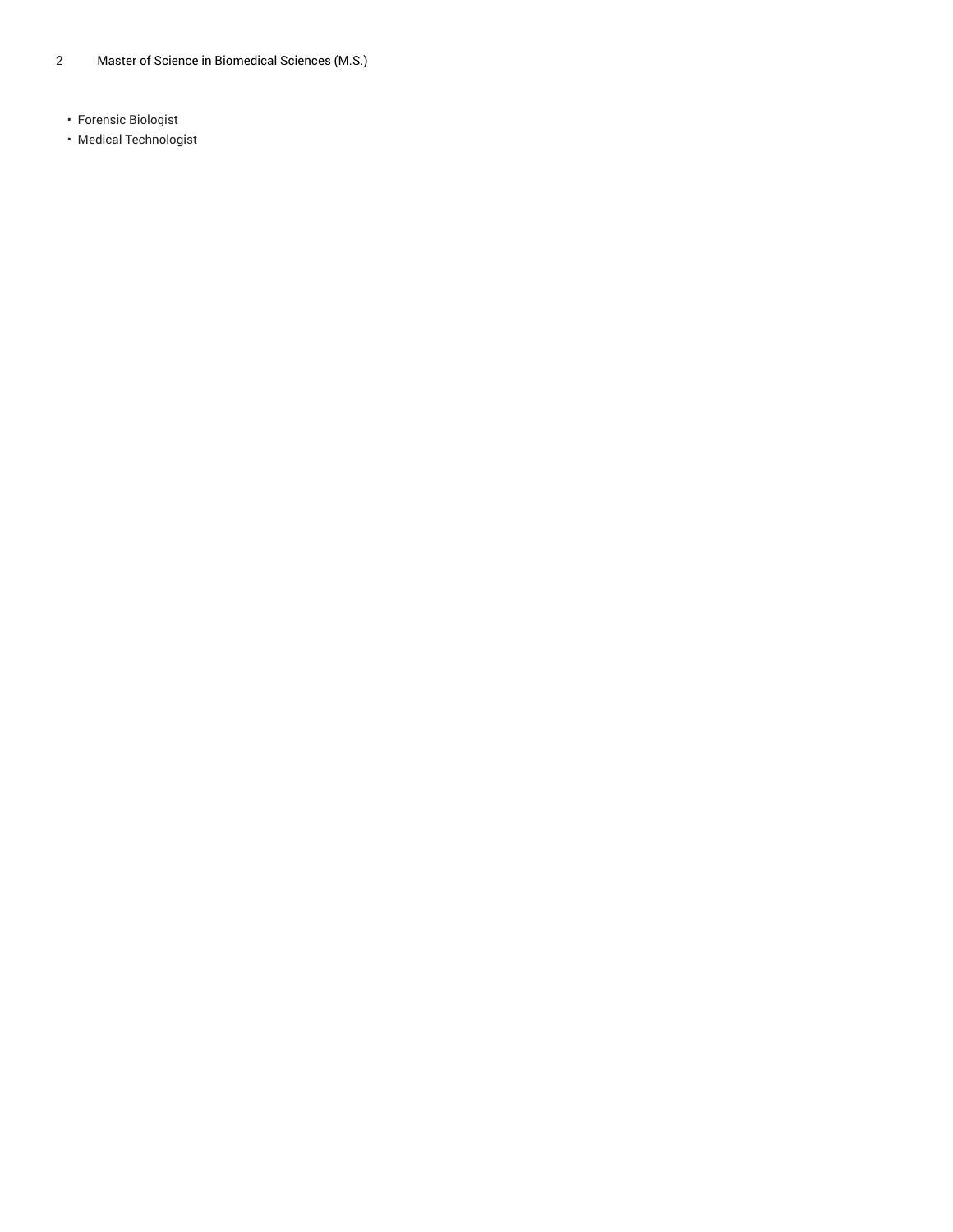- Forensic Biologist
- Medical Technologist